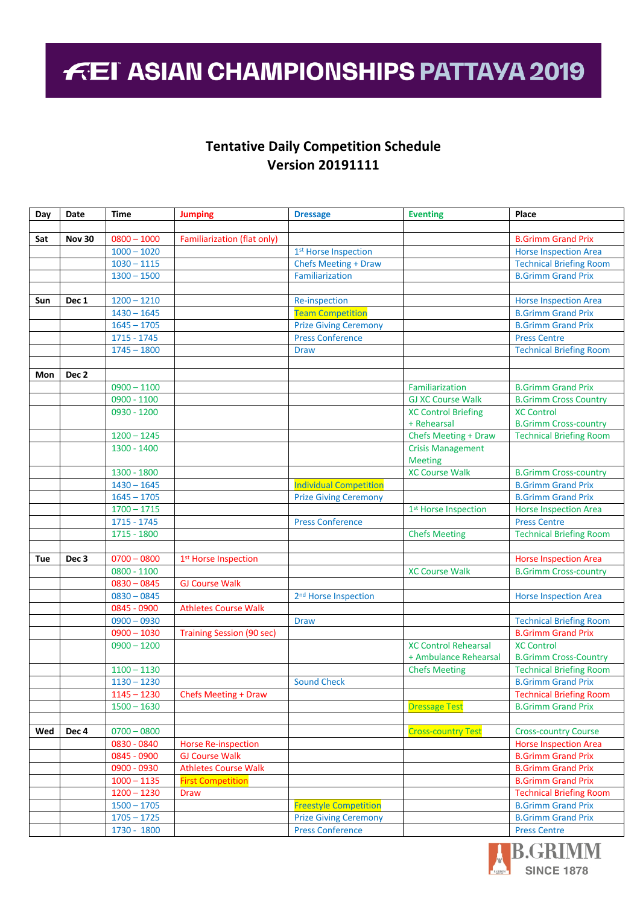# FEI ASIAN CHAMPIONSHIPS PATTAYA 2019

## Tentative Daily Competition Schedule
## Version 20191111

| Day | Date | Time | Jumping | Dressage | Eventing | Place |
|---|---|---|---|---|---|---|
| | | | | | | |
| Sat | Nov 30 | 0800 – 1000 | Familiarization (flat only) | | | B.Grimm Grand Prix |
| | | 1000 – 1020 | | 1st Horse Inspection | | Horse Inspection Area |
| | | 1030 – 1115 | | Chefs Meeting + Draw | | Technical Briefing Room |
| | | 1300 – 1500 | | Familiarization | | B.Grimm Grand Prix |
| | | | | | | |
| Sun | Dec 1 | 1200 – 1210 | | Re-inspection | | Horse Inspection Area |
| | | 1430 – 1645 | | Team Competition | | B.Grimm Grand Prix |
| | | 1645 – 1705 | | Prize Giving Ceremony | | B.Grimm Grand Prix |
| | | 1715 - 1745 | | Press Conference | | Press Centre |
| | | 1745 – 1800 | | Draw | | Technical Briefing Room |
| | | | | | | |
| Mon | Dec 2 | | | | | |
| | | 0900 – 1100 | | | Familiarization | B.Grimm Grand Prix |
| | | 0900 - 1100 | | | GJ XC Course Walk | B.Grimm Cross Country |
| | | 0930 - 1200 | | | XC Control Briefing + Rehearsal | XC Control B.Grimm Cross-country |
| | | 1200 – 1245 | | | Chefs Meeting + Draw | Technical Briefing Room |
| | | 1300 - 1400 | | | Crisis Management Meeting | |
| | | 1300 - 1800 | | | XC Course Walk | B.Grimm Cross-country |
| | | 1430 – 1645 | | Individual Competition | | B.Grimm Grand Prix |
| | | 1645 – 1705 | | Prize Giving Ceremony | | B.Grimm Grand Prix |
| | | 1700 – 1715 | | | 1st Horse Inspection | Horse Inspection Area |
| | | 1715 - 1745 | | Press Conference | | Press Centre |
| | | 1715 - 1800 | | | Chefs Meeting | Technical Briefing Room |
| | | | | | | |
| Tue | Dec 3 | 0700 – 0800 | 1st Horse Inspection | | | Horse Inspection Area |
| | | 0800 – 1100 | | | XC Course Walk | B.Grimm Cross-country |
| | | 0830 – 0845 | GJ Course Walk | | | |
| | | 0830 – 0845 | | 2nd Horse Inspection | | Horse Inspection Area |
| | | 0845 - 0900 | Athletes Course Walk | | | |
| | | 0900 – 0930 | | Draw | | Technical Briefing Room |
| | | 0900 – 1030 | Training Session (90 sec) | | | B.Grimm Grand Prix |
| | | 0900 – 1200 | | | XC Control Rehearsal + Ambulance Rehearsal | XC Control B.Grimm Cross-Country |
| | | 1100 – 1130 | | | Chefs Meeting | Technical Briefing Room |
| | | 1130 – 1230 | | Sound Check | | B.Grimm Grand Prix |
| | | 1145 – 1230 | Chefs Meeting + Draw | | | Technical Briefing Room |
| | | 1500 – 1630 | | | Dressage Test | B.Grimm Grand Prix |
| | | | | | | |
| Wed | Dec 4 | 0700 – 0800 | | | Cross-country Test | Cross-country Course |
| | | 0830 - 0840 | Horse Re-inspection | | | Horse Inspection Area |
| | | 0845 - 0900 | GJ Course Walk | | | B.Grimm Grand Prix |
| | | 0900 - 0930 | Athletes Course Walk | | | B.Grimm Grand Prix |
| | | 1000 – 1135 | First Competition | | | B.Grimm Grand Prix |
| | | 1200 – 1230 | Draw | | | Technical Briefing Room |
| | | 1500 – 1705 | | Freestyle Competition | | B.Grimm Grand Prix |
| | | 1705 – 1725 | | Prize Giving Ceremony | | B.Grimm Grand Prix |
| | | 1730 - 1800 | | Press Conference | | Press Centre |

B.GRIMM SINCE 1878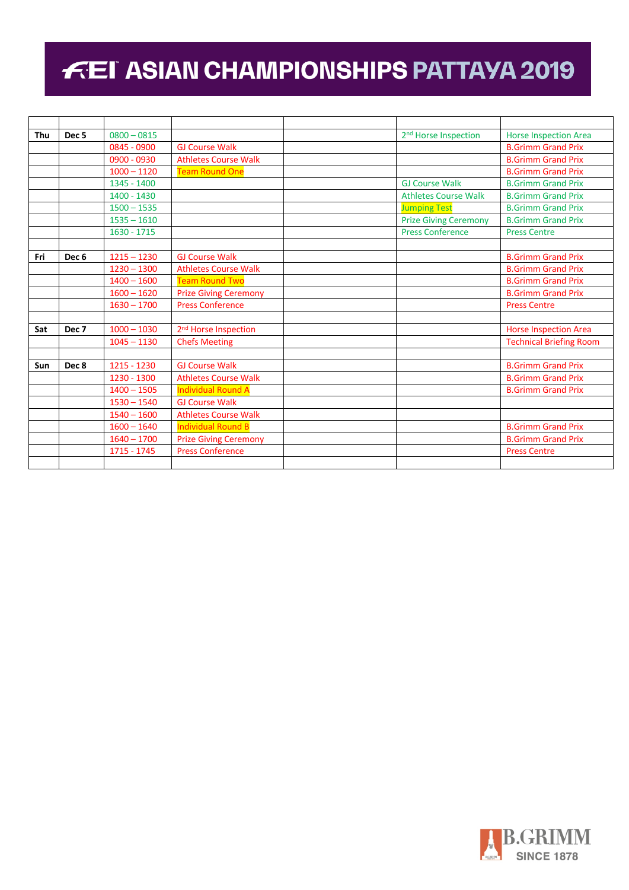# FEI ASIAN CHAMPIONSHIPS PATTAYA 2019

| | | | | | | |
|---|---|---|---|---|---|---|
| Thu | Dec 5 | 0800 – 0815 | | | 2nd Horse Inspection | Horse Inspection Area |
| | | 0845 - 0900 | GJ Course Walk | | | B.Grimm Grand Prix |
| | | 0900 - 0930 | Athletes Course Walk | | | B.Grimm Grand Prix |
| | | 1000 – 1120 | Team Round One | | | B.Grimm Grand Prix |
| | | 1345 - 1400 | | | GJ Course Walk | B.Grimm Grand Prix |
| | | 1400 - 1430 | | | Athletes Course Walk | B.Grimm Grand Prix |
| | | 1500 – 1535 | | | Jumping Test | B.Grimm Grand Prix |
| | | 1535 – 1610 | | | Prize Giving Ceremony | B.Grimm Grand Prix |
| | | 1630 - 1715 | | | Press Conference | Press Centre |
| | | | | | | |
| Fri | Dec 6 | 1215 – 1230 | GJ Course Walk | | | B.Grimm Grand Prix |
| | | 1230 – 1300 | Athletes Course Walk | | | B.Grimm Grand Prix |
| | | 1400 – 1600 | Team Round Two | | | B.Grimm Grand Prix |
| | | 1600 – 1620 | Prize Giving Ceremony | | | B.Grimm Grand Prix |
| | | 1630 – 1700 | Press Conference | | | Press Centre |
| | | | | | | |
| Sat | Dec 7 | 1000 – 1030 | 2nd Horse Inspection | | | Horse Inspection Area |
| | | 1045 – 1130 | Chefs Meeting | | | Technical Briefing Room |
| | | | | | | |
| Sun | Dec 8 | 1215 - 1230 | GJ Course Walk | | | B.Grimm Grand Prix |
| | | 1230 - 1300 | Athletes Course Walk | | | B.Grimm Grand Prix |
| | | 1400 – 1505 | Individual Round A | | | B.Grimm Grand Prix |
| | | 1530 – 1540 | GJ Course Walk | | | |
| | | 1540 – 1600 | Athletes Course Walk | | | |
| | | 1600 – 1640 | Individual Round B | | | B.Grimm Grand Prix |
| | | 1640 – 1700 | Prize Giving Ceremony | | | B.Grimm Grand Prix |
| | | 1715 - 1745 | Press Conference | | | Press Centre |
| | | | | | | |

B.GRIMM
SINCE 1878